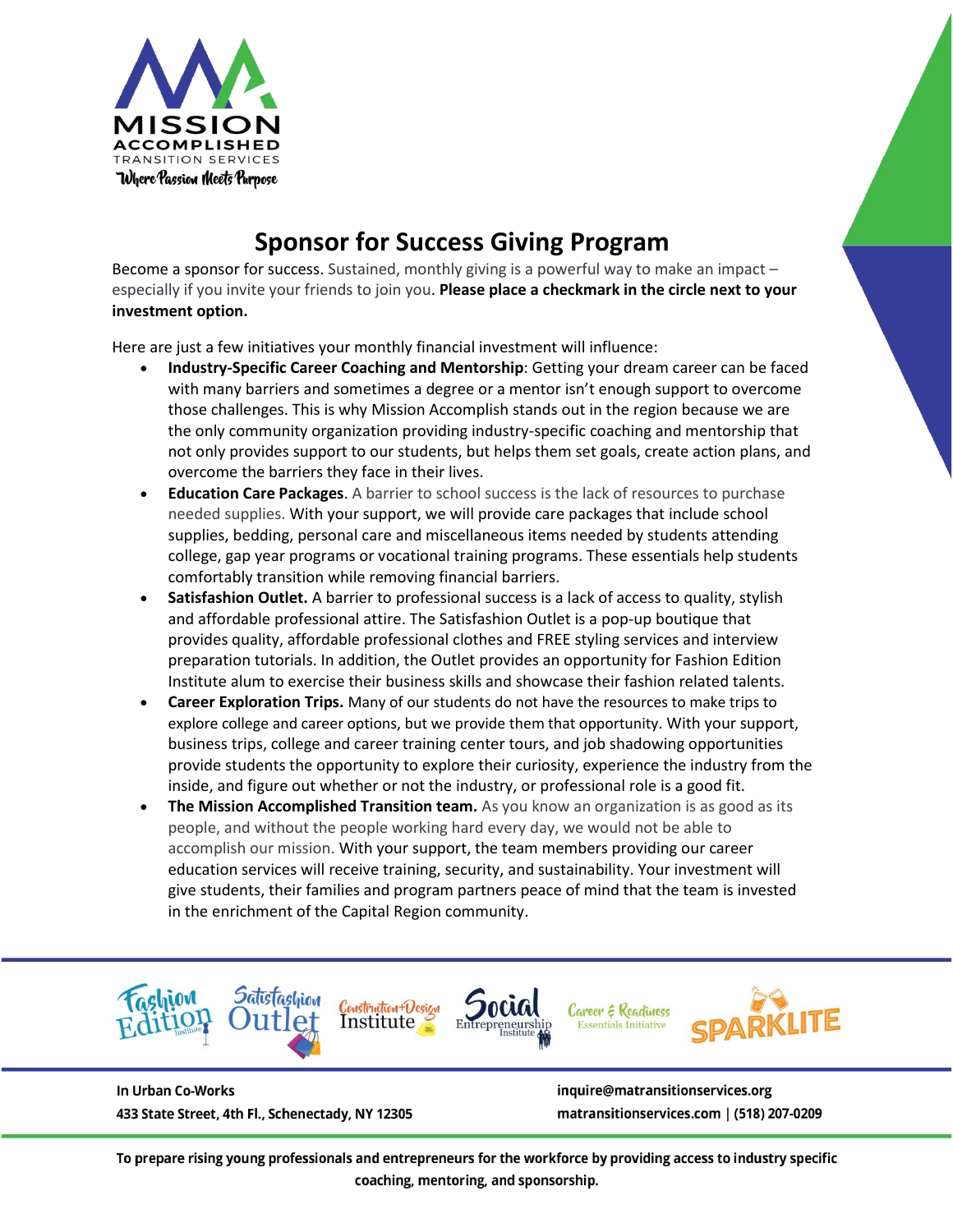MISSION ACCOMPLISHED TRANSITION SERVICES
Where Passion Meets Purpose

# Sponsor for Success Giving Program

Become a sponsor for success. Sustained, monthly giving is a powerful way to make an impact – especially if you invite your friends to join you. **Please place a checkmark in the circle next to your investment option.**

Here are just a few initiatives your monthly financial investment will influence:

- **Industry-Specific Career Coaching and Mentorship**: Getting your dream career can be faced with many barriers and sometimes a degree or a mentor isn't enough support to overcome those challenges. This is why Mission Accomplish stands out in the region because we are the only community organization providing industry-specific coaching and mentorship that not only provides support to our students, but helps them set goals, create action plans, and overcome the barriers they face in their lives.
- **Education Care Packages**. A barrier to school success is the lack of resources to purchase needed supplies. With your support, we will provide care packages that include school supplies, bedding, personal care and miscellaneous items needed by students attending college, gap year programs or vocational training programs. These essentials help students comfortably transition while removing financial barriers.
- **Satisfashion Outlet.** A barrier to professional success is a lack of access to quality, stylish and affordable professional attire. The Satisfashion Outlet is a pop-up boutique that provides quality, affordable professional clothes and FREE styling services and interview preparation tutorials. In addition, the Outlet provides an opportunity for Fashion Edition Institute alum to exercise their business skills and showcase their fashion related talents.
- **Career Exploration Trips.** Many of our students do not have the resources to make trips to explore college and career options, but we provide them that opportunity. With your support, business trips, college and career training center tours, and job shadowing opportunities provide students the opportunity to explore their curiosity, experience the industry from the inside, and figure out whether or not the industry, or professional role is a good fit.
- **The Mission Accomplished Transition team.** As you know an organization is as good as its people, and without the people working hard every day, we would not be able to accomplish our mission. With your support, the team members providing our career education services will receive training, security, and sustainability. Your investment will give students, their families and program partners peace of mind that the team is invested in the enrichment of the Capital Region community.

Fashion Edition Institute | Satisfashion Outlet | Construction+Design Institute | Social Entrepreneurship Institute | Career & Readiness Essentials Initiative | SPARKLITE

**In Urban Co-Works**
**433 State Street, 4th Fl., Schenectady, NY 12305**

**inquire@matransitionservices.org**
**matransitionservices.com | (518) 207-0209**

**To prepare rising young professionals and entrepreneurs for the workforce by providing access to industry specific coaching, mentoring, and sponsorship.**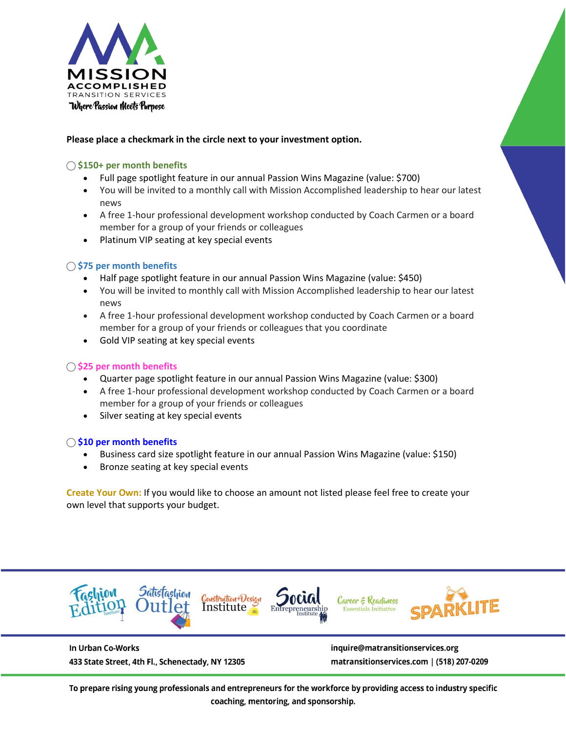**Please place a checkmark in the circle next to your investment option.**

◯ **$150+ per month benefits**

- Full page spotlight feature in our annual Passion Wins Magazine (value: $700)
- You will be invited to a monthly call with Mission Accomplished leadership to hear our latest news
- A free 1-hour professional development workshop conducted by Coach Carmen or a board member for a group of your friends or colleagues
- Platinum VIP seating at key special events

◯ **$75 per month benefits**

- Half page spotlight feature in our annual Passion Wins Magazine (value: $450)
- You will be invited to monthly call with Mission Accomplished leadership to hear our latest news
- A free 1-hour professional development workshop conducted by Coach Carmen or a board member for a group of your friends or colleagues that you coordinate
- Gold VIP seating at key special events

◯ **$25 per month benefits**

- Quarter page spotlight feature in our annual Passion Wins Magazine (value: $300)
- A free 1-hour professional development workshop conducted by Coach Carmen or a board member for a group of your friends or colleagues
- Silver seating at key special events

◯ **$10 per month benefits**

- Business card size spotlight feature in our annual Passion Wins Magazine (value: $150)
- Bronze seating at key special events

**Create Your Own:** If you would like to choose an amount not listed please feel free to create your own level that supports your budget.

**In Urban Co-Works**
**433 State Street, 4th Fl., Schenectady, NY 12305**

**inquire@matransitionservices.org**
**matransitionservices.com | (518) 207-0209**

**To prepare rising young professionals and entrepreneurs for the workforce by providing access to industry specific coaching, mentoring, and sponsorship.**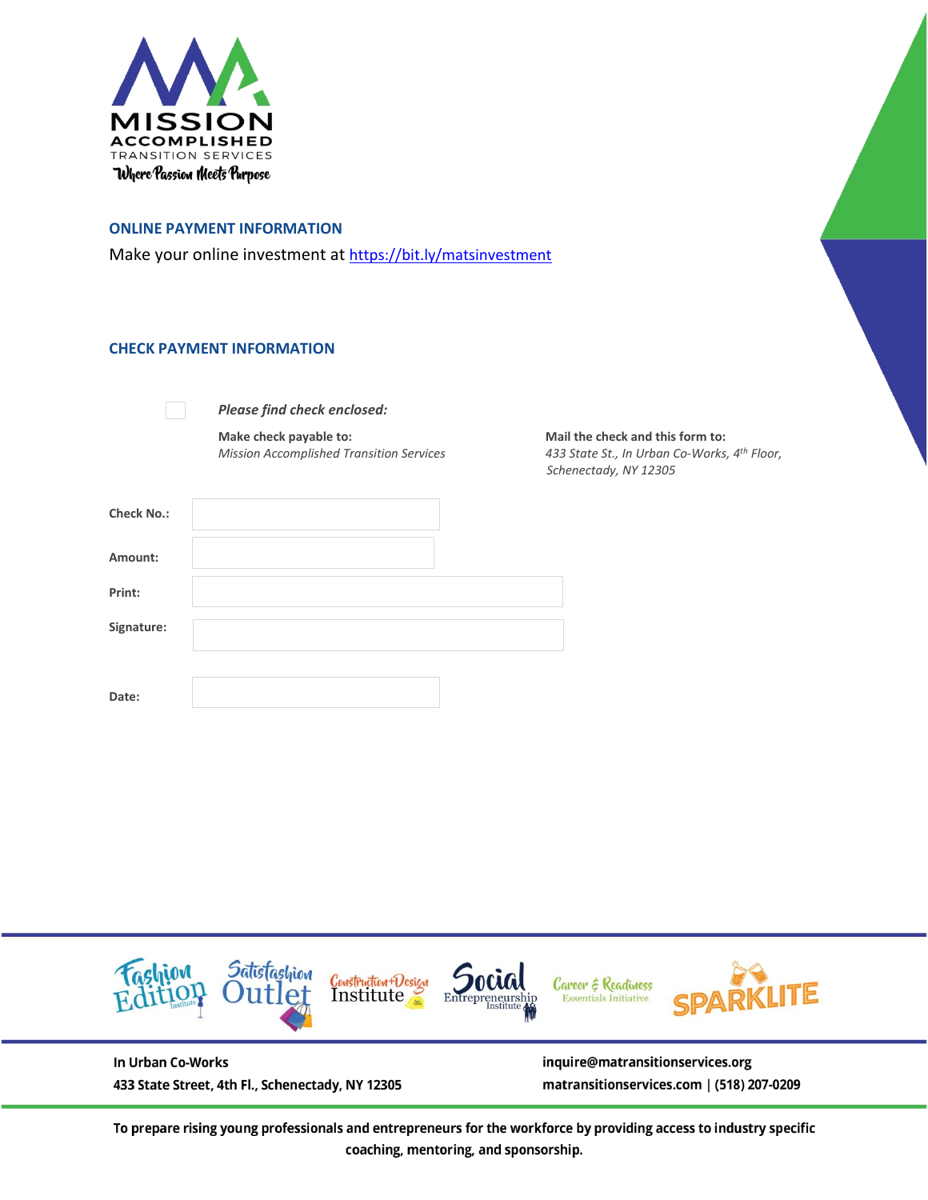## ONLINE PAYMENT INFORMATION

Make your online investment at https://bit.ly/matsinvestment

## CHECK PAYMENT INFORMATION

☐ ***Please find check enclosed:***

**Make check payable to:**
*Mission Accomplished Transition Services*

**Mail the check and this form to:**
*433 State St., In Urban Co-Works, 4th Floor, Schenectady, NY 12305*

**Check No.:** ____________________

**Amount:** ____________________

**Print:** ____________________

**Signature:** ____________________

**Date:** ____________________

**In Urban Co-Works**
**433 State Street, 4th Fl., Schenectady, NY 12305**

**inquire@matransitionservices.org**
**matransitionservices.com | (518) 207-0209**

**To prepare rising young professionals and entrepreneurs for the workforce by providing access to industry specific coaching, mentoring, and sponsorship.**